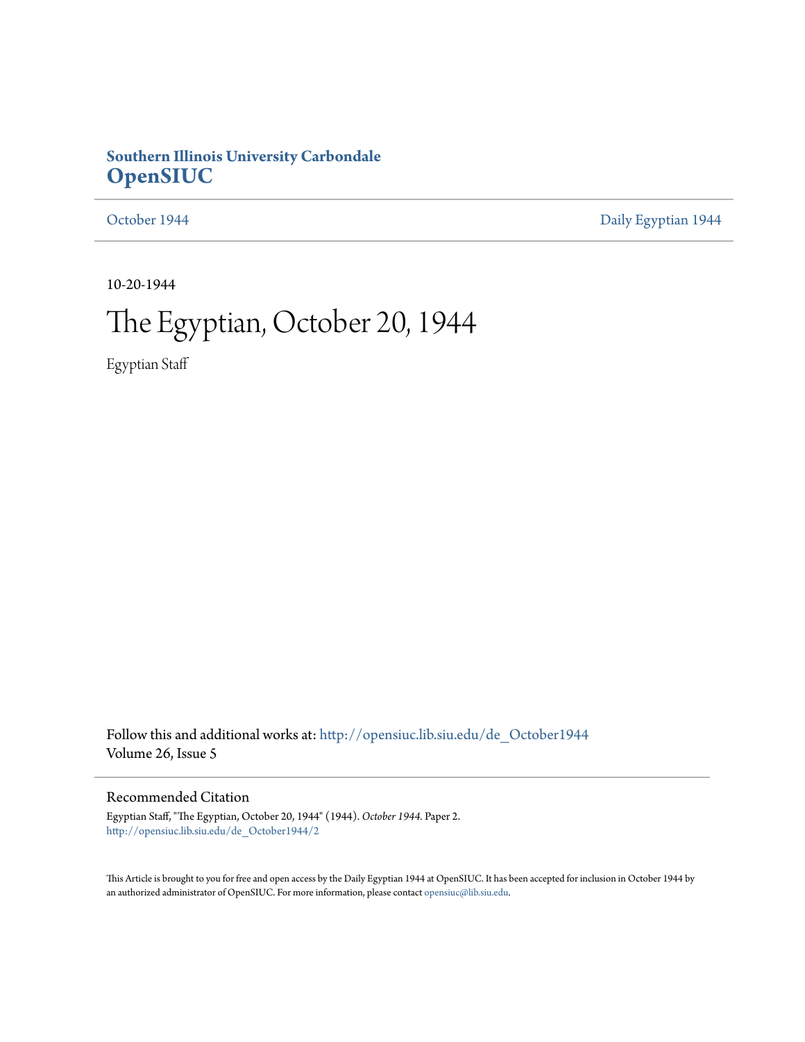**Southern Illinois University Carbondale**
**OpenSIUC**

October 1944 | Daily Egyptian 1944

10-20-1944

# The Egyptian, October 20, 1944

Egyptian Staff

Follow this and additional works at: http://opensiuc.lib.siu.edu/de_October1944
Volume 26, Issue 5

## Recommended Citation

Egyptian Staff, "The Egyptian, October 20, 1944" (1944). *October 1944.* Paper 2.
http://opensiuc.lib.siu.edu/de_October1944/2

This Article is brought to you for free and open access by the Daily Egyptian 1944 at OpenSIUC. It has been accepted for inclusion in October 1944 by an authorized administrator of OpenSIUC. For more information, please contact opensiuc@lib.siu.edu.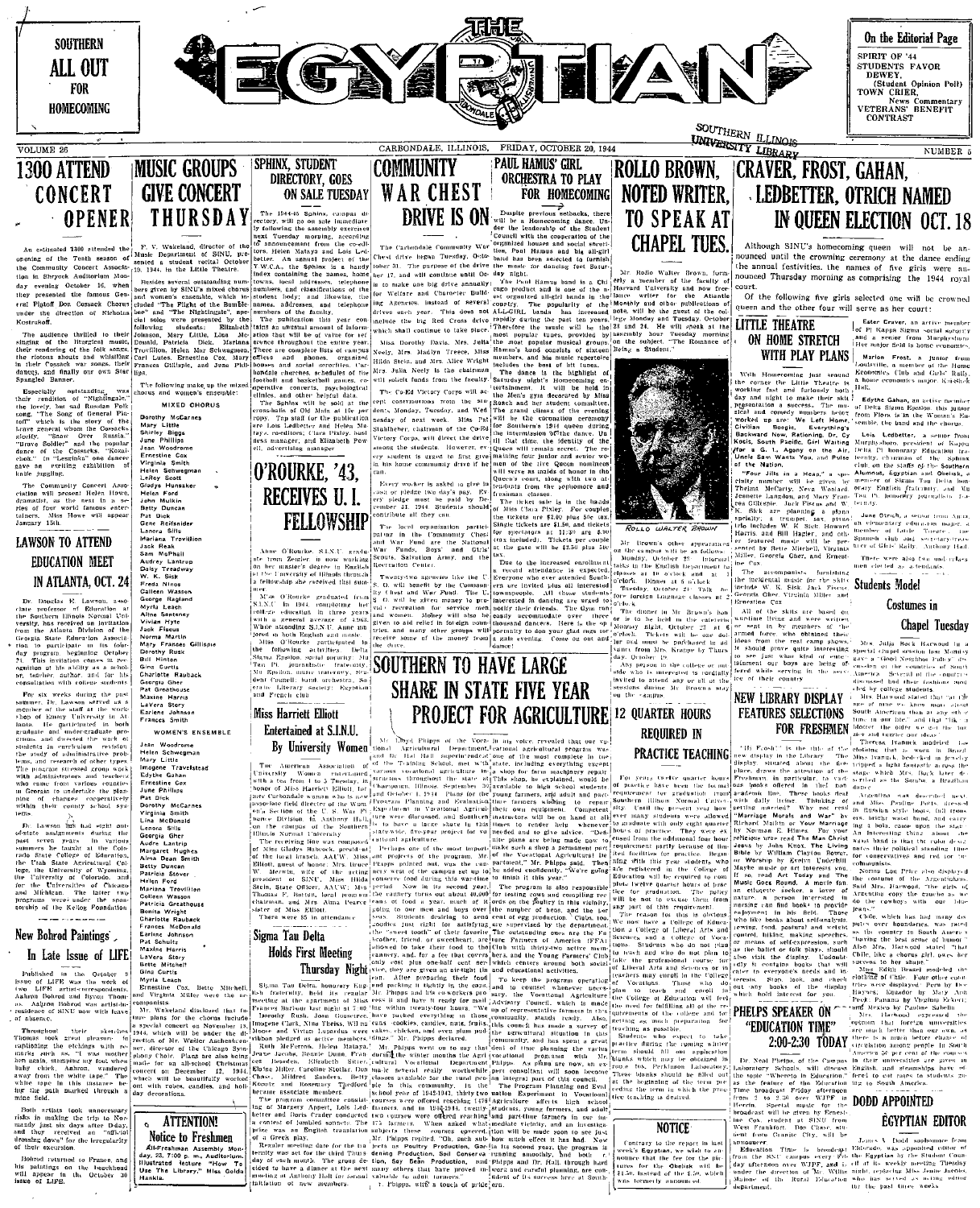SOUTHERN ALL OUT FOR HOMECOMING

# THE EGYPTIAN

On the Editorial Page

SPIRIT OF '44
STUDENTS FAVOR DEWEY, (Student Opinion Poll)
TOWN CRIER, News Commentary
VETERANS' BENEFIT CONTRAST

VOLUME 26 — CARBONDALE, ILLINOIS, FRIDAY, OCTOBER 20, 1944 — NUMBER 5

## 1300 ATTEND CONCERT OPENER

An estimated 1300 attended the opening of the tenth season of the Community Concert Association in Shryock Auditorium Monday evening October 16, when they presented the famous General Platoff Don Cossack Chorus under the direction of Nicholas Kostrukoff.

The audience thrilled to their singing of the liturgical music, their rendering of the folk songs, the riotous shouts and whistling in their Cossack war songs, their dances, and finally our own Star Spangled Banner.

Especially outstanding was their rendition of "Nightingale," the lovely, but sad Russian Folk song, "The Song of General Platoff" which is the story of the brave general whom the Cossacks idolize, "Snow Over Russia," "Brave Soldier" and the popular dance of the Cossacks, "Kozachok." In "Lezginka" one dancer gave an exciting exhibition of knife juggling.

The Community Concert Association will present Helen Howe, dramatist, as the next in a series of four world famous entertainers. Miss Howe will appear January 15th.

## LAWSON TO ATTEND EDUCATION MEET IN ATLANTA, OCT. 24

Dr. Douglas E. Lawson, associate professor of Education at the Southern Illinois Normal University, has received an invitation from the Atlanta Division of the Georgia State Education Association to participate in its four-day program beginning October 24. This invitation comes in recognition of his ability as a scholar, teacher, author and for his consultation with college students.

For six weeks during the past summer, Dr. Lawson served as a member of the staff at the workshop of Emory University in Atlanta. He participated in both graduate and under-graduate programs, and directed the work of students in curriculum revision, the study of administrative problems, and research of other types. The program stressed group work with administrators and teachers who came from various counties in Georgia to undertake the planning of changes cooperatively within their county school systems.

Dr. Lawson has had eight outside assignments during the past seven years in various summers. He taught at the Colorado State College of Education, the Utah State Agricultural College, the University of Wyoming, the University of Colorado, and for the Universities of Chicago and Michigan. The latter two programs were under the sponsorship of the Kellog Foundation.

## New Bohrod Paintings In Late Issue of LIFE

Published in the October 9 issue of LIFE was the work of two LIFE artist-correspondents, Aaron Bohrod and Byron Thomas. Aaron Bohrod was artist-in-residence of SINU with leave of absence.

Throughout their sketches, Thomas took great pleasure in capturing the etchings with remarks such as, "I was mother hen again, stamping my foot when baby chick, Aaron, wandered away from the white tape." The white tape in this instance being the path marked through a mine field.

Both artists took unnecessary risks in making the trip to Normandy just six days after D-day and they received an "official dressing down" for the irregularity of their excursion.

Bohrod returned to France, and his paintings on the beachhead will appear in the October 30 issue of LIFE.

## MUSIC GROUPS GIVE CONCERT THURSDAY

F. V. Wakeland, director of the Music Department of SINU, presented a student recital October 19, 1944, in the Little Theatre.

Besides several outstanding numbers given by SINU's mixed chorus and women's ensemble, which included "The Flight of the Bumblebee" and "The Nightingale", special solos were presented by the following students: Elizabeth Johnson, Mary Little, Lina McDonald, Patricia Dick, Mariana Trovillion, Helen Mur Schwegman, Carl Lutes, Ernestine Cox, Mary Frances Gillispie, and June Phillips.

The following make up the mixed chorus and women's ensemble:

### MIXED CHORUS

Dorothy McCarnes
Mary Little
Shirley Biggs
June Phillips
Jean Woodrome
Ernestine Cox
Virginia Smith
Helen Schwegman
LeRoy Scott
Gladys Hunsaker
Helen Ford
John Mulkin
Betty Duncan
Pat Dick
Gene Reifsnider
Lenora Sills
Mariana Trovillion
Jack Reak
Sam McPhail
Audrey Lathrop
Daisy Treadway
W. K. Sisk
Freda Ninos
Colleen Wasson
George Ragland
Myrla Leach
Aline Sentney
Vivian Hyte
Jack Fiscus
Norma Martin
Mary Frances Gillispie
Dorothy Rook
Bill Hinton
Gina Curtis
Charlotte Rauback
Georgia Gher
Pat Greathouse
Maxine Harris
LaVera Story
Earlene Johnson
Frances Smith

### WOMEN'S ENSEMBLE

Jean Woodrome
Helen Schwegman
Mary Little
Imogene Travelstead
Edythe Gahan
Ernestine Cox
June Phillips
Pat Dick
Dorothy McCarnes
Virginia Smith
Lina McDonald
Lenora Sills
Georgia Gher
Audrey Lathrop
Margaret Hughes
Alma Dean Smith
Betty Duncan
Patricia Stover
Helen Ford
Mariana Trovillion
Colleen Wasson
Patricia Greathouse
Bonita Wright
Charlotte Rauback
Frances McDonald
Earlene Johnson
Pat Schultz
Maxine Harris
LaVera Story
Bettie Mitchell
Gina Curtis
Myrla Leach
Ernestine Cox, Bettie Mitchell, and Virginia Miller were the accompanists.

Mr. Wakeland disclosed that future plans for the chorus include a special concert on November 19, 1944, which will be under the direction of Mr. Walter Aschenbrenner, director of the Chicago Symphony Choir. Plans are also being made for an all-school Christmas concert on December 12, 1944, which will be beautifully worked out with robes, candles, and holiday decorations.

### ATTENTION! Notice to Freshmen

All-Freshman Assembly Monday, 23, 7:00 p. m., Auditorium. Illustrated feature "How To Use The Library." Miss Golda Hankla.

## SPHINX, STUDENT DIRECTORY, GOES ON SALE TUESDAY

The 1944-45 Sphinx, campus directory, will go on sale immediately following the assembly exercises next Tuesday morning, according to announcement from the co-editors, Helen Mateyo and Lois Ledbetter. An annual project of the Y.W.C.A., the Sphinx is a handy index containing the names, home towns, local addresses, telephone numbers, and classifications of the student body; and likewise, the names, addresses, and telephone numbers of the faculty.

The publication this year contains an unusual amount of information that will be of value for reference throughout the entire year. There are complete lists of campus offices and phones, organized houses and social sororities, Carbondale churches, schedules of the football and basketball games, cooperative concerts, psychological clinics, and other helpful data.

The Sphinx will be sold at the cross-halls of Old Main at 15c per copy. Top staff for the publication are Lois Ledbetter and Helen Mateyo, co-editors; Clara Pixley, business manager, and Elizabeth Powell, advertising manager.

## O'ROURKE, '43, RECEIVES U. I. FELLOWSHIP

June O'Rourke, S.I.N.U. graduate from Zeigler is now working on her master's degree in English in the University of Illinois through a fellowship she received this summer.

Miss O'Rourke graduated from S.I.N.U. in 1944, completing her college education in three years with a general average of 4.966. While attending S.I.N.U. Anne majored in both English and music.

Miss O'Rourke participated in the following activities: Delta Sigma Epsilon, social sorority; Pi Tau Pi, journalistic fraternity; Mu Epsilon, music fraternity; Student Council; band orchestra; Sock Zetetic Literary Society; Egyptian and French club.

## Miss Harriett Elliott Entertained at S.I.N.U. By University Women

The American Association of University Women entertained with a tea from 4 to 5 Tuesday, in honor of Miss Harriett Elliott, former Carbondale woman who is now associate field director of the Women's Section of the U. S. War Finance Division, in Anthony Hall, on the campus of the Southern Illinois Normal University.

The receiving line was composed of Miss Gladys Babcock, president of the local branch, AAUW; Miss Elliott, guest of honor; Mrs. Bruce W. Merwin, wife of the acting president of S.I.N.U.; Miss Hilda Stein, State Officer, AAUW; Mrs. Thomas F. Barton, local program chairman, and Mrs. Alma Pearce, sister of Miss Elliott.

There were 85 in attendance.

## Sigma Tau Delta Holds First Meeting Thursday Night

Sigma Tau Delta, honorary English fraternity, held its regular meeting at the apartment of Miss Frances Barbour last night at 7:00.

Dorothy Rush, Joan Gosserand, Imogene Clark, Nina Thelen, Wilma Moose and Vivian Lapardus were ribbon pledged as active members.

Ruth McFerren, Helen Mateyo, Jeane Jacobs, Bonnie Dunn, Frances Bearden, Elizabeth Stiles, Elaine Miller, Caroline Stollar, Don Chase, Mildred Sanders, Betty Koontz and Rosemary Tredford became associate members.

The program committee consisting of Maryann Appel, Lois Ledbetter and Doris Crader conducted a contest of jumbled sonnets. The prize was an English translation of a Greek play.

Regular meeting date for the fraternity was set for the third Thursday of each month. The group decided to have a dinner at the next meeting at Anthony Hall for formal initiation of new members.

## COMMUNITY WAR CHEST DRIVE IS ON

The Carbondale Community War Chest drive began Tuesday, October 31. The purpose of the drive is to make one big drive annually for Welfare and Character Building Agencies, instead of several drives each year. This does not include the Big Red Cross drive which shall continue to take place.

Miss Dorothy Davis, Mrs. Julia Neely, Mrs. Madlyn Treece, Miss Hilda Stein, and Mrs. Alice Wright. Mrs. Julia Neely is the chairman will solicit funds from the faculty.

The Co-Ed Victory Corps will accept contributions from the students, Monday, Tuesday, and Wednesday of next week. Miss Pat Stadheber, chairman of the Co-Ed Victory Corps, will direct the drive among the students. However, every student is urged to first give in his home community drive if he can.

Every worker is asked to give in cash or pledge two day's pay. Every pledge must be paid by December 21, 1944. Students should contribute all they can.

The local organization participating in the Community Chest and War Fund are the National War Funds, Boys' and Girls' Scouts, Salvation Army, and the Recreation Center.

Twenty-two agencies like the U. S. O. will be given money by the City Chest and War Fund. The U. S. O. will be given money to provide recreation for service men and women. Money will also be given to aid relief in foreign countries, and many other groups will receive some of the money from the drive.

## PAUL HAMUS' GIRL ORCHESTRA TO PLAY FOR HOMECOMING

Despite previous setbacks, there will be a Homecoming dance. Under the leadership of the Student Council with the cooperation of the organized houses and social sororities, Paul Hamus and his all-girl band has been selected to furnish the music for dancing next Saturday night.

"The Paul Hamus band is a Chicago product and is one of the most organized all-girl bands in the country. The popularity of the ALL-GIRL bands has increased rapidly during the past ten years. Therefore the music will be the most popular tunes, provided by the most popular musical groups. Hamus's band consists of sixteen numbers, and his music repertoire includes the best of hit tunes.

The dance is the highlight of Saturday night's Homecoming entertainment. It will be held in the Men's gym decorated by Miss Roach and her student committee. The grand climax of the evening will be the coronation ceremony. Mary Southern's 1944 queen during the intermission of the dance. Until that time, the identity of the Queen will remain secret. The remaining four junior and senior women of the five Queen nominees will serve as maids of honor in the Queen's court, along with two attendants from the sophomore and freshman classes.

The ticket sale is in the hands of Miss Clara Pixley. For couples the tickets are $2.00 plus 40c tax. Single tickets are $1.50, and tickets for spectators at 11:30 are $.30 tax included. Tickets per couple at the gate will be $2.50 plus 50c tax.

Due to the increased enrollment, a record attendance is expected. Everyone who ever attended Southern are invited plus all interested townspeople. All those students interested in dancing are urged to notify their friends. The Gym can easily accommodate over three thousand dancers. Here is the opportunity to don your glad rags and make it a gala evening. Come on out and dance!

## SOUTHERN TO HAVE LARGE SHARE IN STATE FIVE YEAR PROJECT FOR AGRICULTURE

Mr. Lloyd Phipps of the Vocational Agricultural Department, and Dr. Hal Hall supervised of the Training School, met with various vocational agriculture instructors throughout the state at Champaign, Illinois, September 30 and October 1, 1944. Plans for the Program Planning and Evaluation Experiment in Vocational Agriculture were discussed, and Southern is to have a large share in this state-wide five-year project for vocational agriculture.

Perhaps one of the most important aspects of the program, Mr. Phipps pointed out, was the canners' vest of the campus set up to conserve food during this war-time period. Now in its second year, the cannery turns out about 40,000 cans of food a year, much of it going to our men and boys overseas. Students desiring to send goodies just right for satisfying the "sweet tooth" of their favorite brother, friend, or sweetheart, are allowed to take their food to the cannery, and for a fee that covers only cost plus one-half cent per can, they are given an airtight tin. After preparing their food and packing it tightly in the container, Mr. Phipps and his co-workers process it and have it ready for mailing within twenty-four hours. "We have packed everything in these cans: cookies, candies, nuts, fruits, cakes, chicken, and even plum puddings," Mr. Phipps declared.

Mr. Phipps went on to say that the Agricultural Department has made several really worthwhile classes available for the rural people in this community. In the school year of 1943-1944, thirty-two courses were offered reaching 1479 farmers, and in 1942-1943, twenty-two courses were offered reaching 875 farmers. When asked what subjects these courses covered, Mr. Phipps replied, "Oh, such subjects as Poultry Production, Gardening Production, Soil Conserva-tion, Soy Bean Production, and many others that have proved invaluable to our farmers."

Mr. Phipps, with a touch of pride in his voice, revealed that our vocational agricultural program was one of the most complete in the state, including everything except a shop for farm machinery repair. This shop, he explained, would be available to high school students, young farmers, and adult and part-time farmers wishing to repair their own equipment. Competent instructors will be on hand at all times to render help whenever needed and to give advice. Definite plans are being made now to make such a shop a permanent part of the Vocational Agricultural Department, Mr. Phipps said. Then he added confidently, "We're going to finish it this year."

The program is also responsible for testing cows and compiling records on the poultry in this vicinity, the number of hogs, and the percent of egg production. Clubs, too, are supervised by the department. The outstanding ones are the Future Farmers of America (FFA) Club with thirty-two active members, and the Young Farmers' Club which centers around both social and educational activities.

To keep the program operating and to counsel whenever necessary, the Vocational Agriculture Advisory Council, which is made up of representative farmers in the area, was formed. The council usually stands ready. Also, this council has made a survey of the agricultural situation in the community, and has spent a great deal of time planning the various vocational programs with Mr. Phipps. As plans are now, an expert consultant will soon become an integral part of this council.

The Program Planning and Evaluation Experiment in Vocational Agriculture affects high school students, young farmers, and adult and part-time farmers in our immediate vicinity, and an investigation will be made soon to see just how much effect it has had. Now in its second year, the program is running smoothly, and both Mr. Phipps and Dr. Hall, through hard work and careful planning, are confident of its success here at Southern.

## ROLLO BROWN, NOTED WRITER, TO SPEAK AT CHAPEL TUES.

Mr. Rollo Walter Brown, formerly a member of the faculty of Harvard University and now freelance writer for the Atlantic Monthly and other publications of note, will be the guest of the college Monday and Tuesday, October 23 and 24. He will speak at the assembly hour Tuesday morning on the subject, "The Romance of Being a Student."

ROLLO WALTER BROWN

Mr. Brown's other appearances on the campus will be as follows:

Monday, October 23: Informal talks to the English Department to classes at 10 o'clock and at 11 o'clock. Dinner at 6 o'clock.

Tuesday, October 24: Talk before Foreign Language classes at 2 o'clock.

The dinner in Mr. Brown's honor is to be held in the cafeteria Monday night, October 23 at 6 o'clock. Tickets will be one dollar each. Tickets will be on sale at the Bookstore until noon Monday. October 23.

Any person in the college or outside who is interested is cordially invited to attend any or all of the sessions during Mr. Brown's stay on the campus.

## 12 QUARTER HOURS REQUIRED IN PRACTICE TEACHING

For years twelve quarter hours of practice have been the required requirement for graduation from Southern Illinois Normal University. Until the present year however many students were allowed to graduate with only eight quarter hours of practice. They were excused from the additional four hour requirement partly because of limited facilities for practice. Beginning with this year students who are registered in the College of Education will be required to complete twelve quarter hours of practice for graduation. The policy will not be applied to those from any part of this requirement.

The reason for this is obvious. We now have a College of Education, a College of Liberal Arts and Sciences, and a College of Vocations. Students who do not plan to teach and who do not plan to take the professional courses for Liberal Arts and Sciences or as teachers may enroll in the College of Vocations. Those who do plan to teach and enroll in the College of Education will feel the need for fulfilling all of the requirements of the course and for getting as much preparation for teaching as possible.

Students who expect to take practice during the coming winter term should fill out application blanks which may be secured in room 105, Parkinson Laboratory. These blanks should be filled out at the beginning of the term preceding the term in which the practice teaching is desired.

### NOTICE

Contrary to the report in last week's Egyptian, we wish to announce that the fee for the pictures for the Obelisk will be $1.50, instead of the $.50, which was formerly announced.

## CRAVER, FROST, GAHAN, LEDBETTER, OTRICH NAMED IN QUEEN ELECTION OCT. 18

Although SINU's homecoming queen will not be announced until the crowning ceremony at the dance ending the annual festivities, the names of five girls were announced Thursday morning as comprising the 1944 royal court.

Of the following five girls selected one will be crowned queen and the other four will serve as her court:

Ester Craver, an active member of Pi Kappa Sigma social sorority and a senior from Murphysboro. Her major field is home economics.

Marion Frost, a junior from Louisville, a member of the Home Economics Club and Girls' Rally. A home economics major. Kentucky Hall.

Edythe Gahan, an active member of Delta Sigma Epsilon this junior from Flora is in the Women's Ensemble, the band and the chorus.

Lois Ledbetter, a senior from Murphysboro, president of Kappa Delta Pi honorary education fraternity, chairman of the Sphinx club on the staffs of the Southern Illinoisan, Egyptian and Obelisk, a member of Sigma Tau Delta honorary English fraternity, and Mu Tau Pi honorary journalistic fraternity.

June Otrich, a senior from Anna, an elementary education major, a member of Little Theatre, the Spanish club and secretary-treasurer of Girls' Rally. Anthony Hall.

There were also ten and others not elected as attendants.

## LITTLE THEATRE ON HOME STRETCH WITH PLAY PLANS

With Homecoming just around the corner the Little Theatre is working fast and furiously both day and night to make their skit presentation a success. The musical and comedy numbers being worked up are: We Left Home, Civilian Bingle, Everything's Backward Now, Rationing, Dr. Cy Kotz, South Pacific, Girl Waiting For a G. I., Agony on the Air, Uncle Sam Wants You, and Pulse of the Nation.

"Four Jills in a Jeep," a specialty number will be given by Thelma McCarty, Neva Woolard, Jeanette Langdon, and Mary Frances Gillespie. Jack Fiscus and W. K. Sisk are planning a piano specialty, a trumpet, sax, piano trio includes W. K. Sisk, Maxine Harris, and Bill Hagler, and other featured music will be presented by Bettie Mitchell, Virginia Miller, Georgia Gher, and Ernestine Cox.

The accompanists furnishing the incidental music for the skits include W. K. Sisk, Jack Fiscus, Georgia Gher, Virginia Miller and Ernestine Cox.

All of the skits are based on wartime living and were written or sent in by members of the armed force, who obtained these ideas from the real camp shows. It should prove quite interesting to see just what kind of entertainment our boys are being offered while serving in the services of their country.

## Students Model Costumes in Chapel Tuesday

Mrs. Julia Rock Harwood in a special chapel session last Monday gave a "Good Neighbor Policy" discussion of the countries of South America. Several of the countries discussed and their fashions modeled by college students.

Mrs. Harwood stated that the use of more we know more about South American than any other time in our life and that this is where the older we get the more wise and mature our ideas.

Theresa Ivanick modeled the clothing that is worn in Brazil. Miss Ivanick, bedecked in jewelry displayed a light and sparkling stage which Mrs. Harwood stated is the Scarlet of a Brazilian native.

Argentina was described next and Miss Pauline Potts dressed in Russian style boots and trousers, bright waist band and carrying a bola, came upon the stage. An interesting characteristic Mrs. Harwood said is that the color dress notes their political standing. Those who are conservative and red for communists.

Norma Lou Price also displayed the costume of the Argentine. Said Mrs. Harwood, "the girls of Argentina copy the Gaucho as we copy the cowboys with our blue jeans."

Chile, which has had many days in every boundaries, was stated as the country in South America "having the best sense of humor". Also Mrs. Harwood stated that Chile, like a chorus girl, owes her success to her shape.

Mary Edith Beasel modeled the clothing of Chile. Four other countries were displayed. Peru by Evelyn Haynes, Ecuador by Mary Pool, Panama by Virginia Kirby, and Mexico by Pauline Sabella.

Mrs. Harwood expressed the opinion that foreign universities are much better than our own, as there is a much better chance of circulation among people in South America. 50 per cent of the courses in their universities are given in English, and steamship lines have offered to cut rates to students going to South America.

## NEW LIBRARY DISPLAY FEATURES SELECTIONS FOR FRESHMEN

"If Fresh" is the title of the new display in the Library. The display, situated along the fireplace, draws the attention of the Freshmen in particular, to varied books offered in the field of academic line. These books deal with daily living. Thinking of getting married? Why not read "Marriage Morals and War" by Richard Malin or Your Marriage by Norman E. Himes. For your reference why not read The Man Christ Jesus by John Knox, The Living Bible by William Clayton Bower, or Worship by Evelyn Underhill. Maybe music or art interests you. If so, read Art Today and The Music Goes Round. A movie fan, or etiquette seeker, a lover of nature, a person interested in nursing can find books to provide enjoyment in his field. Those who like books about self-analysis, sewing, food, posture and weight control, hiking, making speeches or means of self-expression, such as the ballet or folk plays, should also visit the display. Undoubtedly it contains books that will cater to everyone's needs and interests. Stop, look, and check out any books of the display which hold interest for you.

## PHELPS SPEAKER ON "EDUCATION TIME" 2:00-2:30 TODAY

Dr. Neal Phelps, of the Campus Laboratory Schools, will discuss the topic "Whereto in Education?" as the feature of the Education Time broadcast Friday afternoon from 2 to 2:30 over WJPF in Herrin. Special music for the broadcast will be given by Ernestine Cox, student at SINU from West Frankfort. Don Chase, student from Granite City, will be announcer.

Education Time is broadcast from the SINU campus every Friday afternoon over WJPF, and is under the direction of Mr. Willis Malone of the Rural Education department.

## DODD APPOINTED EGYPTIAN EDITOR

James A. Dodd, sophomore from Eldorado, was appointed editor of the Egyptian by the Student Council of the Egyptian's weekly meeting Tuesday night, replacing Miss Jane Jacobs, who has served as acting editor for the past three weeks.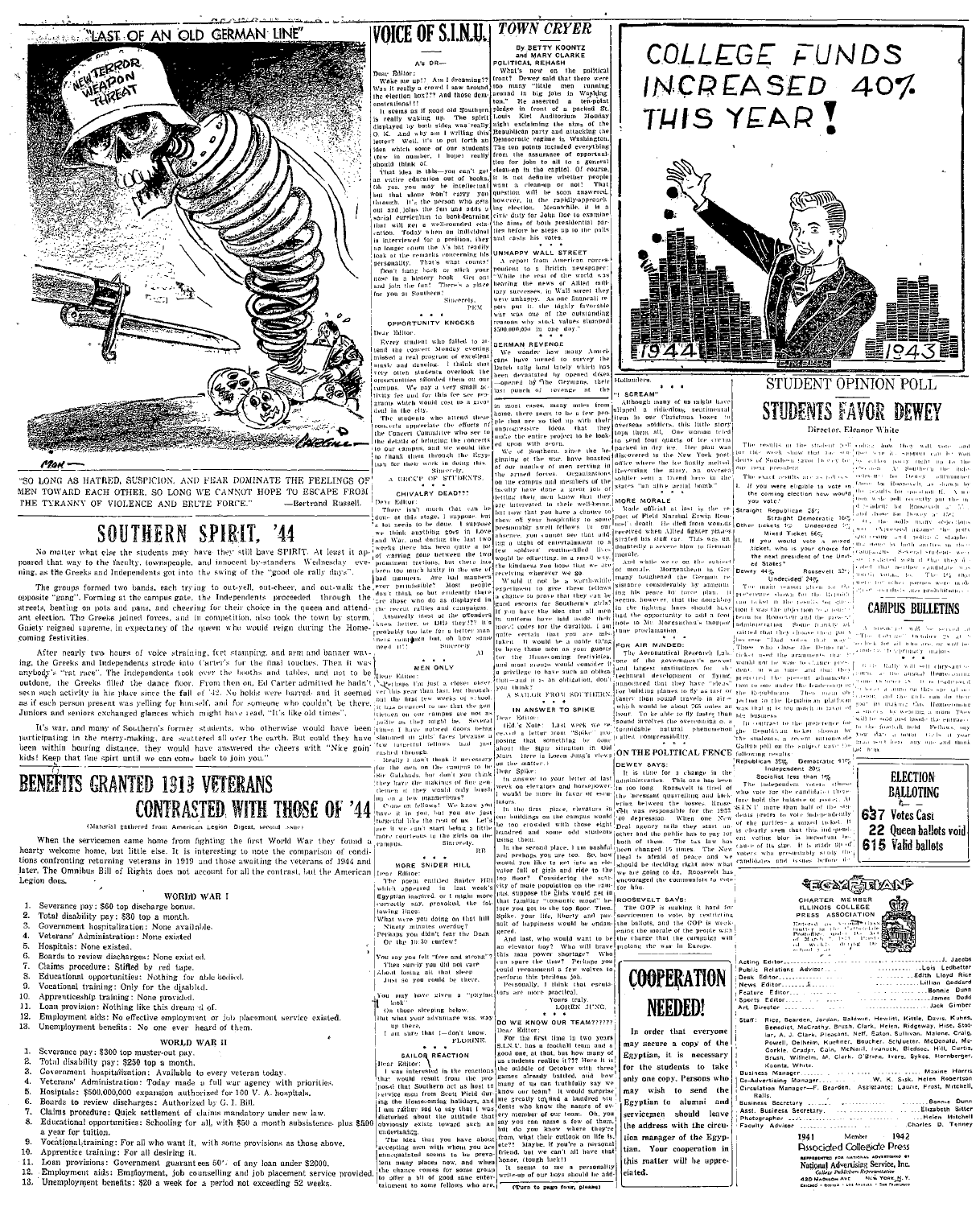# "LAST OF AN OLD GERMAN LINE"

"SO LONG AS HATRED, SUSPICION, AND FEAR DOMINATE THE FEELINGS OF MEN TOWARD EACH OTHER, SO LONG WE CANNOT HOPE TO ESCAPE FROM THE TYRANNY OF VIOLENCE AND BRUTE FORCE." —Bertrand Russell.

# SOUTHERN SPIRIT, '44

No matter what else the students may have they still have SPIRIT. At least it appeared that way to the faculty, townspeople, and innocent by-standers Wednesday evening, as the Greeks and Independents got into the swing of the "good ole rally days".

The groups formed two bands, each trying to out-yell, out-cheer, and out-walk the opposite "gang". Forming at the campus gate, the Independents proceeded through the streets, beating on pots and pans, and cheering for their choice in the queen and attendant election. The Greeks joined forces, and in competition, also took the town by storm. Gaiety reigned supreme, in expectancy of the queen who would reign during the Homecoming festivities.

After nearly two hours of voice straining, feet stamping, and arm and banner waving, the Greeks and Independents strode into Carter's for the final touches. Then it was anybody's "rat race". The Independents took over the booths and tables, and not to be outdone, the Greeks filled the dance floor. From then on, Ed Carter admitted he hadn't seen such activity in his place since the fall of '42. No holds were barred, and it seemed as if each person present was yelling for himself, and for someone who couldn't be there. Juniors and seniors exchanged glances which said, "It's like old times".

It's war, and many of Southern's former students, who otherwise would have been participating in the merry-making, are scattered all over the earth. But could they have been within hearing distance, they would have answered the cheers with "Nice goin' kids! Keep that fine spirit until we can come back to join you."

# BENEFITS GRANTED 1918 VETERANS CONTRASTED WITH THOSE OF '44

(Material gathered from American Legion Digest, second issue)

When the servicemen came home from fighting the first World War they found a hearty welcome home, but little else. It is interesting to note the comparison of conditions confronting returning veterans in 1919 and those awaiting the veterans of 1944 and later. The Omnibus Bill of Rights does not account for all the contrast, but the American Legion does.

### WORLD WAR I

1. Severance pay: $60 top discharge bonus.
2. Total disability pay: $30 top a month.
3. Government hospitalization: None available.
4. Veterans' Administration: None existed
5. Hospitals: None existed.
6. Boards to review discharges: None existed.
7. Claims procedure: Stifled by red tape.
8. Educational opportunities: Nothing for able-bodied.
9. Vocational training: Only for the disabled.
10. Apprenticeship training: None provided.
11. Loan provision: Nothing like this dreamt of.
12. Employment aids: No effective employment or job placement service existed.
13. Unemployment benefits: No one ever heard of them.

### WORLD WAR II

1. Severance pay: $300 top muster-out pay.
2. Total disability pay: $250 top a month.
3. Government hospitalization: Available to every veteran today.
4. Veterans' Administration: Today made a full war agency with priorities.
5. Hospitals: $500,000,000 expansion authorized for 100 V. A. hospitals.
6. Boards to review discharges: Authorized by G. I. Bill.
7. Claims procedure: Quick settlement of claims mandatory under new law.
8. Educational opportunities: Schooling for all, with $50 a month subsistence plus $500 a year for tuition.
9. Vocational training: For all who want it, with some provisions as those above.
10. Apprentice training: For all desiring it.
11. Loan provisions: Government guarantees 50% of any loan under $2000.
12. Employment aids: Employment, job counselling and job placement service provided.
13. Unemployment benefits: $20 a week for a period not exceeding 52 weeks.

# VOICE OF S.I.N.U.

### A's OR—

Dear Editor:

Wake me up!! Am I dreaming?? Was it really a crowd I saw around the election box?? And those demonstrations!!!

It seems as if good old Southern is really waking up. The spirit displayed by both sides was really O. K. And why am I writing this letter? Well, it's to put forth an idea which some of our students (few in number, I hope) really should think of.

That idea is this—you can't get an entire education out of books. Oh yes, you may be intellectual but that alone won't carry you through. It's the person who gets out and joins the fun and adds a social curriculum to book-learning that will get a well-rounded education. Today when an individual is interviewed for a position, they no longer count the A's but rather look at the remarks concerning his personality. That's what counts! Don't hang back or stick your nose in a history book. Get out and join the fun! There's a place for you at Southern!

Sincerely,
PEM

### OPPORTUNITY KNOCKS

Dear Editor:

Every student who failed to attend the concert Monday evening missed a real program of excellent music and dancing. I think that very often students overlook the opportunities afforded them on our campus. We pay a very small activity fee and for this fee see programs which would cost us a great deal in the city.

The students who attend these concerts appreciate the efforts of the Concert Committee who see to the details of bringing the concerts to our campus, and we would like to thank them through the Egyptian for their work in doing this.

Sincerely,
A GROUP OF STUDENTS.

### CHIVALRY DEAD???

Dear Editor:

There isn't much that can be done at this stage, I suppose, but a lot needs to be done. I suppose we think anything goes in Love and War, and during the last two weeks there has been quite a lot of warring done between the two prominent factions, but there has been too much laxity in the use of bad manners. Are bad manners ever permissible? Most people don't think so but evidently there are those who do as displayed in the recent rallies and campaigns.

Anyway most of the offenders knew better, or DID they?? It's probably too late for a better manners campaign but, oh, how some need it!!

Sincerely
AJ

### MEN ONLY

Dear Editor:

Perhaps I'm just a closer observer this year than last, but throughout the last few weeks it's been brought to my attention that the gentlemen on our campus are not as polite as they might be. Several times I have noticed doors being slammed in girls' faces because a few forgetful fellows had just rushed through.

Really I don't think it necessary for the men on the campus to be Sir Galahads, but don't you think they have the makings of fine gentlemen if they would only brush up on a few manners?

Come on fellows! We know you have it in you, but you are just forgetful like the rest of us. Let's see if we can't start being a little more courteous to the girls on the campus.

Sincerely,
RB

### MORE SNIDER HILL

Dear Editor:

The poem entitled Snider Hill which appeared in last week's Egyptian inspired, or I might more correctly say, provoked, the following lines:

What were you doing on that hill
Ninety minutes overdue?
Perhaps you didn't fear the Dean
Or the 10:30 curfew!

You say you felt "free and strong"?
Then surely you did not care
About losing all that sleep
Just so you could be there.

You may have given a "praying look"
On those sleeping below,
But what your advantage was, way up there,
I am sure that I—don't know.

FLORINE.

### SAILOR REACTION

Dear Editor:

I was interested in the reactions that would result from the proposal that Southern act as host to service men from Scott Field during the Homecoming holidays, and I am rather sad to say that I was disturbed about the attitude that obviously exists toward such an undertaking.

The idea that you have about accepting men with whom you are unacquainted seems to be prevalent many places now, and when the chance comes for some group to offer a bit of good sane entertainment to some fellows who are

# TOWN CRYER

By BETTY KOONTZ and MARY CLARKE

### POLITICAL REHASH

What's new on the political front? Dewey said that there were too many "little men running around in big jobs in Washington." He asserted a ten-point pledge in front of a packed St. Louis Kiel Auditorium Monday night exclaiming the aims of the Republican party and attacking the Democratic regime in Washington. The ten points included everything from the assurance of opportunities for jobs to all to a general clean-up in the capitol. Of course, it is not definite whether people want a clean-up or not! That question will be soon answered, however, in the rapidly-approaching election. Meanwhile, it is a civic duty for John Doe to examine the aims of both presidential parties before he steps up to the polls and casts his votes.

### UNHAPPY WALL STREET

A report from American correspondent to a British newspaper: "While the rest of the world was hearing the news of Allied military successes, in Wall street they were unhappy. As one financial report put it: the highly favorable war was one of the outstanding reasons why stock values slumped $300,000,000 in one day."

### GERMAN REVENGE

We wonder how many Americans have turned to survey the Dutch tulip land lately which has been devastated by opened dikes —opened by the Germans, their last punch of revenge at the Hollanders.

### "SCREAM"

Although many of us might have slipped a ridiculous, sentimental item in our Christmas boxes to overseas soldiers, this little story tops them all. One woman tried to send four quarts of ice cream packed in dry ice. Her plan was discovered in the New York post office where the ice finally melted. Overtaking the story, an overseas soldier sent a friend here in the States "an alive aerial bomb."

### MORE MORALE

Made official at last is the report of Field Marshal Erwin Rommel's death. He died from wounds received when Allied fighter planes strafed his staff car. This undoubtedly is a severe blow to German morale.

And while we're on the subject of morale, Morgenthau in Germany toughened the German resistance considerably by announcing his peace by force plan. It seems, however, that the doughboys in the fighting lines should have had the opportunity to add a foot note to Mr. Morgenthau's rhapsodic proclamation.

### FOR AIR MINDED:

The Aeronautical Research Lab, one of the government's newest and largest institutions for developments in technical development of flying, announced that they have ideas for building planes to fly as fast or faster than sound travels in air which would be about 760 miles an hour. To be able to fly faster than sound involves the overcoming of a formidable natural phenomenon called compressibility.

### ON THE POLITICAL FENCE

DEWEY SAYS:

It is time for a change in the administration. This one has been in too long. Roosevelt is tired of the incessant quarreling and bickering between the bosses. Roosevelt was responsible for the 1929 depression. When one New Deal agency fails they start another and the public has to pay for both of them. The tax law has been changed 15 times. The New Deal is afraid of peace and we should be deciding right now what we are going to do. Roosevelt has encouraged the communists to vote for him.

ROOSEVELT SAYS:

The GOP is making it hard for servicemen to vote, by restricting the ballots, and the GOP is weakening the morale of the people with the charge that the campaign will prolong the war in Europe.

### DO WE KNOW OUR TEAM??????

Dear Editor:

For the first time in two years S.I.N.U. has a football team and a good one, at that, but how many of us students realize it??? Here it is the middle of October with three games already battled, and how many of us can truthfully say we know our team? I would surmise me greatly to find a hundred students who know the names of every member of our team. Oh, you say you can name a few of them, but do you know where they're from, what their outlook on life is, etc?? Maybe, if you're a personal friend, but we can't all have that honor, (tough luck!)

It seems to me a personality write-up of our boys should be add-

(Turn to page four, please)

in most cases, many miles from home, there seem to be a few people that are so tied up with their unprogressive ideas that they make the entire project to be looked upon with scorn.

We of Southern, since the beginning of the war, have boasted of our number of men serving in the armed forces. Organizations on the campus and members of the faculty have done a great job of letting these men know that they are interested in their well-being, but now that you have a chance to show off your hospitality to some homesick swell fellows in our absence, you cannot see that adding a night of entertainment to a few soldiers' routine-filled lives would be offsetting, in a small way, the kindness you hope that we are receiving wherever we go.

Would it not be a worth-while experiment to give these fellows a chance to prove that they can be guard escorts for Southern's girls? If you have the idea that all men in uniform have laid aside their moral codes for the duration, I am quite certain that you are mistaken. It would be a noble thing to have these men as your guests for the Homecoming festivities, and more people would consider it a privilege to have such an obligation—and it is an obligation, don't you think?

A SAILOR FROM SOUTHERN.

### IN ANSWER TO SPIKE

Dear Editor:

(Ed's Note: Last week we received a letter from "Spike" proposing that something be done about the stair situation in Old Main. Here is Loren Jung's views on the matter.)

Dear Spike:

In answer to your letter of last week on elevators and horsepower, I would be more in favor of escalators.

In the first place, elevators in our buildings on the campus would be too crowded with those eight hundred and some odd students using them.

In the second place, I am bashful and perhaps you are too. So, how would you like to get into an elevator full of girls and ride to the top floor? Considering the scarcity of male population on the campus, suppose the girls would get in that familiar "romantic mood" before you got to the top floor. Then, Spike, your life, liberty and pursuit of happiness would be endangered.

And last, who would want to be an elevator boy? Who will brave this man power shortage? Who can spare the time? Perhaps you could recommend a few wolves to perform this perilous job.

Personally, I think that escalators are more practical.

Yours truly,
LOREN JUNG.

# COLLEGE FUNDS INCREASED 40% THIS YEAR!

1944 1943

# STUDENT OPINION POLL

## STUDENTS FAVOR DEWEY

Director, Eleanor White

The results of the student poll for the week show that the students of Southern favor Dewey for our next president.

The exact results are as follows:

I. If you were eligible to vote in the coming election how would you vote?

Straight Republican 26%
Straight Democratic 16%
Other tickets 1% Undecided 1%
Mixed Ticket 56%

II. If you would vote a mixed ticket, who is your choice for the next president of the United States?

Dewey 44% Roosevelt 32%
Undecided 24%

The main reason given for the preference shown for the Republican ticket in the results was opposition to the objection to a fourth term for Roosevelt and the present administration. Some frankly admitted that they choose their party because "Dad" votes that way. Those who chose the Democratic ticket used the arguments that it would not be wise to change presidents in war time and that they preferred the present administration to one under the leadership of the Republicans. There many objected to the Republican platform, and that it is too much in favor of big business.

In contrast to the preference for the Republican ticket shown by the students, a recent nationwide Gallup poll on the subject gave the following results:

Republican 35% Democratic 41%
Independent 20%
Socialist less than 1%

The independent voters (those who vote for the candidate they feel will hold the balance of power in S.I.N.U. more than half of the students prefer to vote independently of the parties—a mixed ticket. It is clearly seen that this independent voting bloc is important because of its size. It is made up of voters who presumably study the candidates and issues before deciding how they will vote and they are a support can be won. As Southern the independent for Dewey outnumber those for Roosevelt as shown by the results for question II. In the Gallup poll recently put the independent majority for Roosevelt at 45% and those for Dewey at 35%. At the polls many objections expressed against the parties ... throughout campaign. Several students were ... that they had decided ... that neither candidate was ... The 1% that were for other parties were mainly ... prohibition ...

# CAMPUS BULLETINS

A breakfast will be served at "The Cottage" October 28 at 7 o'clock for all who are, or wish to be, ... majors.

... Rally will sell chrysanthemums ... Homecoming ... tradition ... of the school ... Homecoming ... at the door ... making the Homecoming a success by wearing a mum. They will be sold just inside the entrance to the football field. Fellows, buy your date a mum ... don't forget to ... bit of your ... time at ...

# ELECTION BALLOTING

637 Votes Cast
22 Queen ballots void
615 Valid ballots

# COOPERATION NEEDED!

In order that everyone may secure a copy of the Egyptian, it is necessary for the students to take only one copy. Persons who may wish to send the Egyptian to alumni and servicemen should leave the address with the circulation manager of the Egyptian. Your cooperation in this matter will be appreciated.

# EGYPTIAN

CHARTER MEMBER ILLINOIS COLLEGE PRESS ASSOCIATION

| | |
|---|---|
| Acting Editor | J. Jacobs |
| Public Relations Advisor | Lois Ledbetter |
| Desk Editor | Edith Lloyd Rice |
| News Editor | Lillian Goddard |
| Feature Editor | Bonnie Dunn |
| Sports Editor | James Dodd |
| Art Director | Jack Gimber |

Staff: Rice, Bearden, Jordan, Baldwin, Hewlitt, Kittle, Davis, Kuhns, Benedict, McCrathy, Brush, Clark, Helen, Ridgeway, Hise, Stotlar, A. J. Clark, Pleasant, Neff, Eaton, Sullivan, Malone, Craig, Powell, Oelheim, Kuehner, Boucher, Schlueter, McDonald, McCorkle, Cradic, Cain, McNeill, Ivanuck, Bledsoe, Hill, Curtis, Brush, Wilhelm, M. Clark, O'Brien, Ivers, Sykes, Hornberger, Koontz, White.

| | |
|---|---|
| Business Manager | Maxine Harris |
| Co-Advertising Manager | W. K. Sisk, Helen Robertson |
| Circulation Manager—F. Bearden. Assistants: Laurie, Frost, Mitchell, Ralls. | |
| Business Secretary | Bonnie Dunn |
| Asst. Business Secretary | Elizabeth Sitter |
| Photographer | Helen Mitchell |
| Faculty Advisor | Charles D. Tenney |

1941 Member 1942
Associated Collegiate Press

REPRESENTED FOR NATIONAL ADVERTISING BY
National Advertising Service, Inc.
College Publishers Representative
420 MADISON AVE. NEW YORK, N.Y.
CHICAGO • BOSTON • LOS ANGELES • SAN FRANCISCO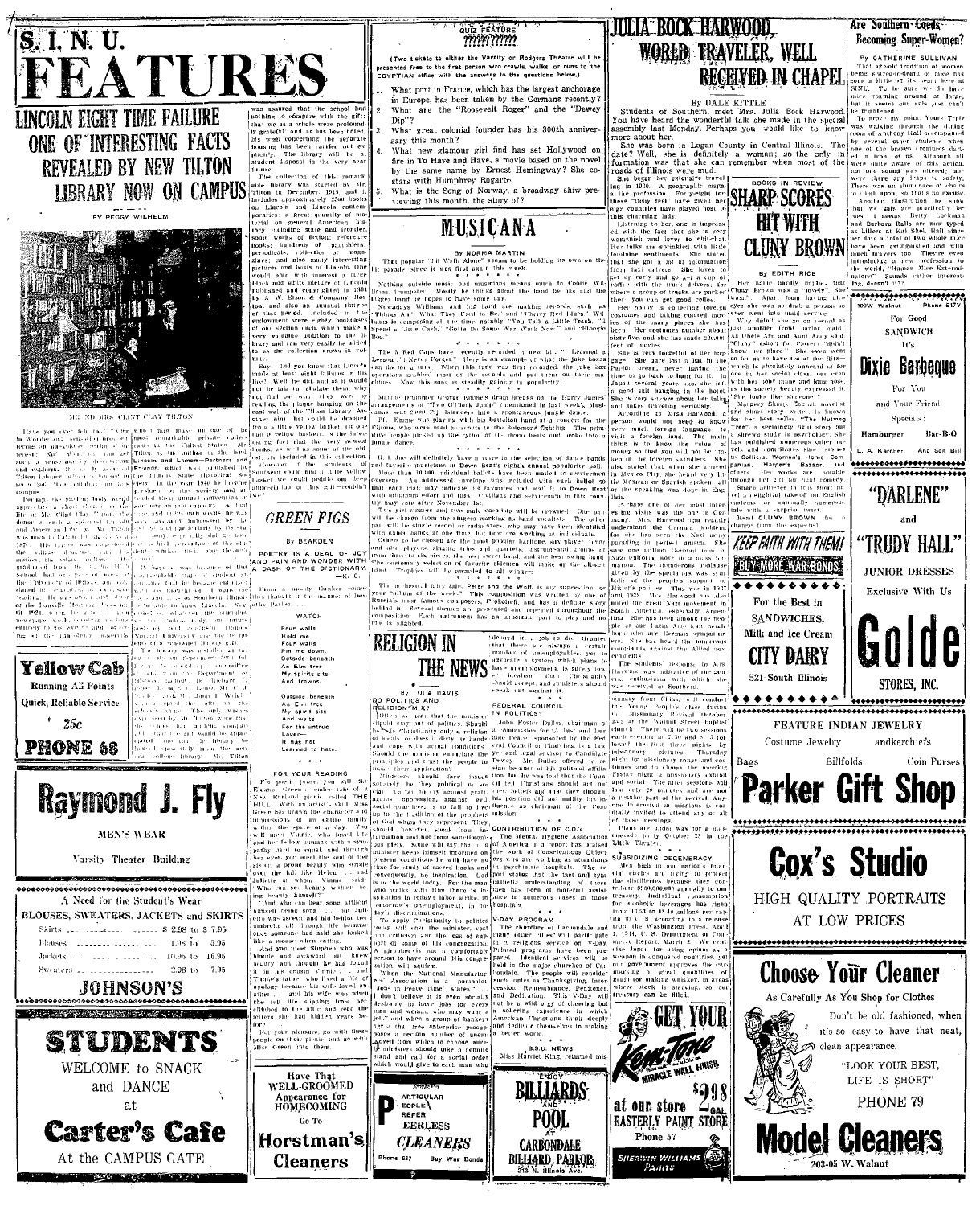# S. I. N. U. FEATURES

## LINCOLN EIGHT TIME FAILURE ONE OF INTERESTING FACTS REVEALED BY NEW TILTON LIBRARY NOW ON CAMPUS

BY PEGGY WILHELM

MR. AND MRS. CLINT CLAY TILTON

Have you ever felt that "Alice in Wonderland" sensation when entering an unexpected realm of interest? Not? Well, you can get such a sensation by discovering and exploring the new Tilton Library which is housed in room 203, Main building, on the campus.

Perhaps the student body would appreciate a short sketch of the life of Mr. Clint Clay Tilton, the donor of such a splendid Lincoln and American Library. Mr. Tilton was born in Catlin, Illinois, in 1879. His parents were residents of the village. He later graduated from the Catlin High School and spent one year of work at the University of Illinois. He then planned to go into journalism, entering the Danville Commercial-News in 1924, when he entered into the newspaper work, devoting his time to writing. He was enthusiastic in the Lincoln Association.

...which many make up one of the finest private collections in the United States. Mr. Tilton is the author of the book "Lincoln and Lamon-Partners and Friends," which was published by the Illinois State Historical Society in the year 1931. He became a member of this society and attended their annual convention at ... At that time ... his own words he was ... impressed by ... portion of the ... was assured that the school had nothing to compare with the gift; that we as a whole were profound in gratitude; and as has been ... with concerning the separate housing has been carried out completely. The library will be at student disposal in the very near future.

The collection of this remarkable library was started by Mr. Tilton in December, 1915, and it includes approximately 2500 books on Lincoln and Lincoln contemporaries; a great quantity of material on general American history, including state and frontier; some works of fiction; reference books; hundreds of pamphlets; periodicals; collection of magazines; and also many interesting pictures and busts of Lincoln. One would note with interest a large black and white picture of Lincoln published and copyrighted in 1894 by A. W. Elson & Company, Boston, and also an unusual tintype of that period. Included in the endowment were eighty bookcases of one section each, which make a very valuable addition to the library and can very easily be added to as the collection grows in volume.

Say! Did you know that Lincoln made at least eight failures in his life? Well, he did and so it would not be fair to tabulate them, why not find out what they were by reading the plaque hanging on the east wall of the Tilton Library. Another gift that could be dropped into a little yellow basket; it one that a yellow basket is the interesting fact that the very newest books are included in this collection.

However, if the students of this campus could find a little golden basket we could paddle our deep appreciation of this gift—couldn't we?

Perhaps it was because of this commendable stage of student attitude that he became enthused with his thought of "I want you to know Lincoln," that he has thought in the manner of his "I'd like to..." Southern Illinois Normal University are the recipients of a renowned library gift.

The idea was then given to ... Superintendent ... committee ... Department ... Rickman, Misses ... Richard L. ... Mr. ... Mr. Tilton were those ... The only wishes expressed by Mr. Tilton were that ... whatever the ... would be appreciated ... from the ... college library ...

## QUIZ FEATURE ?????????

(Two tickets to either the Varsity or Rodgers Theatre will be presented free to the first person who crawls, walks, or runs to the EGYPTIAN office with the answers to the questions below.)

1. What port in France, which has the largest anchorage in Europe, has been taken by the Germans recently?
2. What are the "Roosevelt Roger" and the "Dewey Dip"?
3. What great colonial founder has his 300th anniversary this month?
4. What new glamour girl find has set Hollywood on fire in To Have and Have, a movie based on the novel by the same name by Ernest Hemingway? She co-stars with Humphrey Bogart.
5. What is the Song of Norway, a broadway show previewing this month, the story of?

## MUSICANA

By NORMA MARTIN

That popular "I'll Walk Alone" seems to be holding its own on the hit parade, since it was that ... this week.

* * * * * *

Nothing outside music and musicians means much to Cootie Williams, trumpeter. Mostly he thinks about the band he has and the bigger band he hopes to have some day.

Nowadays Williams and his band are making records, such as "Things Ain't What They Used to Be," and "Cherry Red Blues." Williams is composing all the time, notably "You Talk a Little Trash, I'll Spend a Little Cash," "Gotta Do Some War Work Now," and "Floogie Boo."

* * * * * *

The 5 Red Caps have recently recorded a new hit, "I Learned a Lesson I'll Never Forget." Here is an example of what the juke boxes can do for a tune. When this tune was first recorded, the juke box operators grabbed most of the records and put them on their machines. Now this song is steadily gaining in popularity.

* * * * * *

Marine Drummer George Emme's drum breaks on the Harry James' arrangements of "Two O'Clock Jump" (mentioned in last week's, Musicana) sent 2000 Fiji Islanders into a spontaneous jungle dance.

Pfc. Emme was playing with his battalion band at a concert for the Fijians, who were used as scouts in the Solomons fighting. The primitive people picked up the rhythm of the drum beats and broke into a jungle dance.

* * * * * *

G. I. Joe will definitely have a voice in the selection of dance bands and favorite musicians in Down Beat's eighth annual popularity poll.

More than 10,000 individual ballots have been mailed to servicemen overseas. An addressed envelope was included with each ballot so that each man may indicate his favorites and mail it to Down Beat with minimum effort and fuss. Civilians and servicemen in this country may vote after November 1st.

Two girl singers and two male vocalists will be crowned. One pair will be chosen from the singers working as band vocalists. The other pair will be single record or radio stars who may have been identified with dance bands at one time, but now are working as individuals.

Others to be chosen are the most popular trombone, sax player, trumpet and other players, singing trios and quartets, instrumental groups of from three to six pieces, the best sweet band, and the best swing band.

The customary selection of favorite sidemen will make up the all-star band. Trophies will be awarded to all winners.

* * * * * *

The orchestral fairy tale, Peter and the Wolf, is my suggestion for your album of the week. This composition was written by one of Russia's most famous composers, Prokofieff, and has a definite story behind it. Several themes are presented and repeated throughout the composition. Each instrument has an important part to play and no one is slighted.

## GREEN FIGS

By BEARDEN

POETRY IS A DEAL OF JOY AND PAIN AND WONDER WITH A DASH OF THE DICTIONARY.
—K. G.

From a moody Bunker comes this thought in the manner of Dorothy Parker.

WATCH

Four walls
Hold me
Four walls
Pin me down.
Outside beneath
An Elm tree
My spirits sits
And frowns.

Outside beneath
An Elm tree
My spirit sits
And waits
For the untrue
Lover—
It has not
Learned to hate.

* * * *

FOR YOUR READING

For poetic power you will like Eleanor Green's tender tale of a seven-pillared house called THE HILL. With an artist's skill, Miss Green has drawn the character and impressions of an entire family within the space of a day. You will meet Vinnie, who loved life and her fellow humans with a sympathy hard to equal, and through her eyes, you meet the soul of her sister, a proud beauty who strode over the hill like Helen . . . and Juliette at whom Vinnie said "Who can see beauty without being beauty himself?"

"And who can bear some without himself being song?" But Juliette was aseeth and hid behind an umbrella all through life because once someone had said she looked like a mouse when eating.

And you meet Stephen who was blonde and awkward but knew beauty, and thought he had found it in his cousin Vinnie . . . and Vinnie's father who lived a life of apology because his wife loved an other . . . and his wife who when she fell like slipping from her, clinched to the attic and read the letters she had hidden years before.

For your pleasure, go with these people on their picnic and go with Miss Green into them.

## RELIGION IN THE NEWS

By LOLA DAVIS

DO POLITICS AND RELIGION MIX?

Often we hear that the minister should stay out of politics. Should he? Is Christianity only a religion of ideals, or does it dirty its hands and cope with actual conditions. Should the minister enunciate the principles and trust the people to make their application?

Ministers should face issues squarely, be they political or social. To fail to cry against graft, against oppression, against evil social practices, is to fail to live up to the tradition of the prophets of God whom they represent. They should, however, speak from information and not from sanctimonious piety. Some will say that if a minister keeps himself informed on present conditions he will have no time for study of sacred books and consequently no inspiration. God is in the world today. For the man who walks with Him there is inspiration in today's labor strikes, in tomorrow's unemployment, in today's discriminations.

To apply Christianity to politics today will cost the minister, cost him criticism and the loss of support of some of his congregation. A prophet is not a comfortable person to have around. His congregation will survive.

When the National Manufacturers' Association in a pamphlet, "Jobs in Peace Time," states "... I don't believe it is even socially desirable to have jobs for every man and woman who may want a job," and when a group of bankers agree that free enterprise presupposes a certain number of unemployed from which to choose, surely ministers should take a definite stand and call for a social order which would give to each man who desired it a job to do. Granted that there will always be a certain number of unemployables, yet to advance a system which plans to have unemployment is surely low. If idealism than Christianity should accept and ministers should speak out against it.

* * * *

FEDERAL COUNCIL IN POLITICS?

John Foster Dulles, chairman of a commission for "A Just and Durable Peace," sponsored by the Federal Council of Churches, is a law adviser ... and ... candidate Dewey. Mr. Dulles offered to release himself as his political affiliation has ... the ... Federal Council ... Christians should act on their beliefs and that they thought his position did not nullify his influence as chairman of the commission.

* * * *

CONTRIBUTION OF C.O.'s

The Mental Hygiene Association of America in a report has praised the work of Conscientious Objectors who are working as attendants in psychiatric hospitals. The report states that the tact and sympathetic understanding of these men has been of material assistance in numerous cases in these hospitals.

* * * *

V-DAY PROGRAM

The churches of Carbondale and many other cities will participate in a religious service on V-Day. Printed programs have been prepared. Identical services will be held in the major churches of Carbondale. The people will consider such topics as Thanksgiving, Intercession, Remembrance, Penitence and Dedication. This V-Day will not be a wild orgy of cheering but a sobering experience in which American Christians think deeply and dedicate themselves to making a better world.

* * * *

B.S.U. NEWS

Miss Harriet King, returned missionary from China, will conduct the Young People's class during the Missionary Revival October 22-29 at the Walnut Street Baptist church. There will be two sessions each evening at 7:30 and 8:15 followed the first three nights by missionary pictures. Thursday night by missionary songs and costumes and to climax the meeting Friday night a missionary exhibit and social. The noon sessions will last only 20 minutes and are not a regular part of the revival. Anyone interested in missions is cordially invited to attend any or all of these meetings.

Plans are under way for a masquerade party October 28 in the Little Theatre.

* * * *

SUBSIDIZING DEGENERACY

Men high in our nation's financial circles are trying to protect the distilleries because they contribute $300,000,000 annually to our treasury. Individual consumption for alcoholic beverages has risen from 10.53 to 18.40 gallons per capita in U. S. according to a release from the Washington Press, April 1, 1944, U. S. Department of Commerce Report, March 2. We criticize Japan for using opium as a weapon in conquered countries, yet our government approves the careless marketing of great quantities of grain for making whiskey, in areas where stock is starving, so our treasury can be filled.

## JULIA BOCK HARWOOD, WORLD TRAVELER, WELL RECEIVED IN CHAPEL

By DALE KITTLE

Students of Southern, meet Mrs. Julia Bock Harwood. You have heard the wonderful talk she made in the special assembly last Monday. Perhaps you would like to know more about her.

She was born in Logan County in Central Illinois. The date? Well, she is definitely a woman; so the only information was that she can remember when most of the roads of Illinois were mud.

She began her extensive travel in 1930. A geographic magazine at the profession. Forty-eight (or these "itchy feet" have given her eight countries have played host to this charming lady.

Listening to her, one is impressed with the fact that she is very womanish and loves to chit-chat. Her talks are sprinkled with little feminine sentiments. She stated that she got a lot of information from taxi drivers. She loves to get up early and go get a cup of coffee with the truck drivers, for where a group of trucks are parked there you can get good coffee.

Her hobby is collecting foreign costumes, and taking colored movies of the many places she has been. Her costumes number about sixty-five, and she has made 220,000 feet of movies.

She is very forgetful of her baggage. She once lost a hat in the Pacific Ocean, never having the time to go back to hunt for it. In Japan several years ago, she left a good suit hanging in the hotel. She is very sincere about her talks and takes traveling seriously.

According to Mrs. Harwood a person would not need to know very much foreign language to visit a foreign land. The main thing is to know the value of money so that you will not be "taken in" by foreign salesmen. She also stated that when she arrived in Mexico City, she heard very little Mexican or Spanish spoken; all of the speaking was done in English.

Perhaps one of her most interesting visits was the one to Germany. Mrs. Harwood can readily understand the German problem, for she has seen the Nazi army parading in perfect unison. She saw one million German men in Nazi uniform move in a mass formation. The thunderous applause given by the spectators was sure a hint of the people's support of Hitler's policies. This was in 1937 and 1938. She has also seen how the great Nazi movement in South America, especially Argentina. She has been among the people of our Latin American neighbors who are German sympathizers. She has heard the numerous complaints against the Allied governments.

The students' response to Mrs. Harwood was indicative of the general enthusiasm with which she was received at Southern.

## BOOKS IN REVIEW

## SHARP SCORES HIT WITH CLUNY BROWN

By EDITH RICE

Her name hardly implies that Cluny Brown was a "lovely." She wasn't. Apart from having nice eyes she was as drab a person as ever went into maid service.

Why didn't she go on record as just another front parlor maid? As Uncle Arn and Aunt Addy said, "Cluny" didn't know her place." She even went so far as to have tea at the Ritz—which is absolutely unheard of for one in her social class, not even with her own money and not in tea as the society beauty expressed it "She looks like someone!"

Margery Sharp, English novelist and short story writer, is known for her best seller "The Nutmeg Tree", a seemingly light story but a shrewd study in psychology. She has published numerous other novels, and contributes short stories to Colliers, Woman's Home Companion, Harper's Bazaar, and others. Her works are notable through her gift for light comedy.

Sharp achieves in this short novel a delightful take-off on English customs, an unusually humorous tale with a surprise twist.

Read CLUNY BROWN for a change from the expected.

KEEP FAITH WITH THEM! BUY MORE WAR BONDS

## Are Southern Coeds Becoming Super-Women?

By CATHERINE SULLIVAN

That age-old tradition of women being scared-to-death of mice has gone a little off its beam here at SINU. To be sure we do have mice roaming around at large, but it seems our gals just can't be frightened.

To prove my point, Yours Truly was walking through the dining room of Anthony Hall accompanied by several other students when one of the brazen creatures darted in front of us. Although all were quite aware of this action, not one sound was uttered; nor were there any leaps to safety. There was an abundance of chairs to climb upon, so that's no excuse.

Another illustration to show that we gals are practically heroes. It seems Betty Lockman and Barbara Ralls are now typed as killers at Kai Shek Hall since per date a total of two whole mice have been extinguished and with much bravery too. They're even introducing a new profession to the world, "Human Mice Exterminators." Sounds rather interesting, doesn't it?

---

**Yellow Cab**
Running All Points
Quick, Reliable Service
25c
PHONE 68

---

**Raymond J. Fly**
MEN'S WEAR
Varsity Theater Building

---

A Need for the Student's Wear
BLOUSES, SWEATERS, JACKETS and SKIRTS

| | | |
|---|---|---|
| Skirts | $ 2.98 to | $ 7.95 |
| Blouses | 1.98 to | 5.95 |
| Jackets | 10.95 to | 16.95 |
| Sweaters | 2.98 to | 7.95 |

**JOHNSON'S**

---

**STUDENTS**
WELCOME to SNACK and DANCE at
**Carter's Cafe**
At the CAMPUS GATE

---

Have That WELL-GROOMED Appearance for HOMECOMING
Go To
**Horstman's Cleaners**

---

**P**ARTICULAR **P**EOPLE **R**EFER **P**EERLESS
**CLEANERS**
Phone 637 — Buy War Bonds

---

ENJOY
**BILLIARDS** — **POOL**
AT
**CARBONDALE BILLIARD PARLOR**
213 N. Illinois Ave.

---

GET YOUR **Kem-Tone** MIRACLE WALL FINISH
$2.98 GAL.
at our store
**EASTERLY PAINT STORE**
Phone 57
SHERWIN WILLIAMS PAINTS

---

100W Walnut — Phone 517Y
For Good
SANDWICH
It's
**Dixie Barbeque**
For You
and Your Friend
Specials:
Hamburger — Bar-B-Q
L. A. Karcher — And Son Bill

---

"DARLENE"
and
"TRUDY HALL"
JUNIOR DRESSES
Exclusive With Us

---

For the Best in
SANDWICHES,
Milk and Ice Cream
**CITY DAIRY**
521 South Illinois

---

**Golde STORES, INC.**

---

FEATURE INDIAN JEWELRY
Costume Jewelry — andkerchiefs
Bags — Billfolds — Coin Purses
**Parker Gift Shop**

---

**Cox's Studio**
HIGH QUALITY PORTRAITS
AT LOW PRICES

---

**Choose Your Cleaner**
As Carefully As You Shop for Clothes

Don't be old fashioned, when it's so easy to have that neat, clean appearance.

"LOOK YOUR BEST, LIFE IS SHORT"

PHONE 79

**Model Cleaners**
203-05 W. Walnut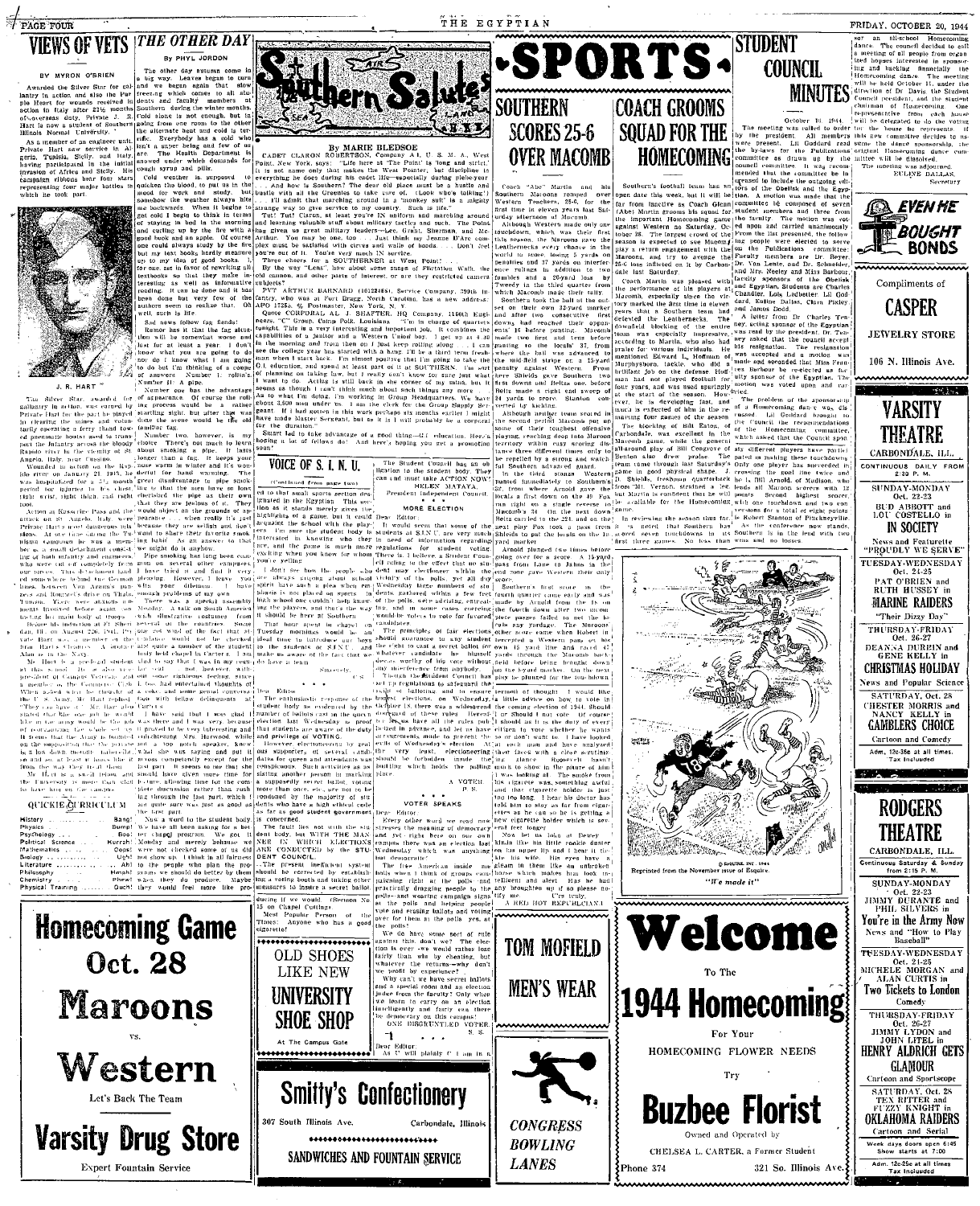# VIEWS OF VETS

BY MYRON O'BRIEN

Awarded the Silver Star for gallantry in action and also the Purple Heart for wounds received in action in Italy after 22½ months of overseas duty, Private J. R. Hart is now a student of Southern Illinois Normal University.

As a member of an engineer unit, Private Hart saw service in Algeria, Tunisia, Sicily, and Italy, having participated in the initial invasion of Africa and Sicily. His campaign ribbons bear four stars representing four major battles in which he took part.

J. R. HART

The Silver Star, awarded for gallantry in action, was earned by Private Hart for the part he played in clearing the mines and voluntarily operating a ferry (hand towed pontoon boats) used to transport the Infantry across the bloody Rapido river in the vicinity of St. Angelo, Italy, near Cassino.

Wounded in action on the Rapido river on January 21, 1944, he was hospitalized for a 2½ month period for injuries in his chest, right wrist, right thigh, and right foot.

Action at Kasserine Pass and the attack on St. Angelo, Italy, were Private Hart's most dangerous missions. At one time during the Tunisian campaign he was a member of a small detachment consisting of both infantry and engineers, who were cut off completely from our own troops. This detachment hid out somewhere behind the German lines, between Von Arnim's panzers and Rommel's drive on Thala, Tunisia. There were sixteen moments involved before assistance arrived to bring his men back. ...

Before his induction at Ft. Sheridan, Ill. on August 22, 1941, Private Hart was ... and has a brother, Alan, in the Navy.

Mr. Hart is a pre-legal student at this school. He is also vice-president of Campus Veterans and a member of the Campus Club. When asked what he thought of the U. S. Army, Mr. Hart replied: "They run things in a fair way." ... stated that life now ... It seems that the Army is constituted on the supposition that the private ... has a fair chance ... at least at times like it from the way they ... the University is more than glad to have him on the campus.

## QUICKIE CURRICULUM

History ........ Bang!
Physics ........ Bump!
Psychology ........ Boo!
Political Science ........ Hurrah!
Mathematics ........ Oops!
Biology ........ Ugh!
Literature ........ Ah!
Philosophy ........ Hmph!
Chemistry ........ Phew!
Physical Training ........ Ouch!

# THE OTHER DAY

By PHYL JORDON

The other day autumn came in a big way. Leaves began to turn and we began again that slow freezing which comes to all students and faculty members at Southern during the winter months. Cold alone is not enough, but going from one room to the other, the alternate heat and cold is terrific. Everybody has a cold who isn't a super being and few of us are. The Health Department is snowed under which demands for cough syrup and pills.

Cold weather is supposed to quicken the blood, to put us in the mood for work and study, but somehow the weather always hits me backwards. When it begins to get cold I begin to think in terms of staying in bed in the morning and curling up by the fire with a good book and an apple. Of course one could always study by the fire but my text books hardly measure up to my idea of good books. I, for one, am in favor of rewriting all textbooks so that they make interesting as well as informative reading. It can be done and it has been done but very few of the authors seem to realize that. Oh well, such is life.

Sad news follow (to fiends): Rumor has it that the fag situation will be somewhat worse and last for at least a year. I don't know what you are going to do nor do I know what I am going to do but I'm thinking of a couple of answers. Number 1: rollin's. Number II: A pipe.

Number one has the advantage of appearance. Of course the rolling process would be a rather startling sight, but after they was done the scene would be the old familiar fag.

Number two, however, is my choice. There's not much to learn about smoking a pipe. It lasts longer than a fag. It keeps your nose warm in winter and it's wonderful for hand warming. The great disadvantage to pipe smoking is that the men have no longer cherished the pipe as their own that they are jealous of it. They would object on the grounds of appearance ... when really it's just because they are selfish and don't want to share their favorite smoking habit. As an answer to that we might do it anyhow.

Pipe smoking has long been common on several other campuses; I have tried it and find it very pleasing. However, I leave you with your dilemma — have enough problems of my own.

There was a special assembly Monday. A talk on South America with illustrative costumes from several of the countries. Some one got word of the fact that at least ... and quite a number of the student body held chapel in Carter's. I am glad to say that I was in my rightful seat ... not, however, without some righteous feeling since I ... had entertained thoughts of a coke and some genial conversation with fellow delinquents at Carter's.

I have said that I was glad I was there and I was very because of the interesting talk. ... had it presented so ... refreshing ... Mrs. Harwood, while ... top notch speaker, knew what she was saying and put it across competently except for the last part. It seems to me that she should have given more time for lecture, allowing time for the complete discussion rather than rushing through the last part, which I ... and quite sure was just as good as the first part.

Now a word to the student body. We have all been asking for a better chapel program. We got it Monday and merely behaving we were not checked some of us did not show up. I think in all fairness to the people who plan the programs we should do better by them when they do produce. Maybe they would feel more like producing it if we would. (Section No. 15 on Chapel Cuttings.)

# Southern Salutes

By MARIE BLEDSOE

CADET CLARON ROBERTSON, Company A-1, U. S. M. A., West Point, New York, says: "Life here at 'The Point' is 'long and strict.' It is not some only that makes the West Pointer, but discipline in everything he does during his cadet life—especially during plebe year ... And how is Southern? The dear old place must be a hustle and bustle with all the Greenies to take care of. (Look who's talking!) ... I'll admit that marching around in a 'monkey suit' is a mighty strange way to give service to my country. Such is life."

Tut! Tut! Claron, at least you're IN uniform and marching around and learning valuable stuff about military tactics and such. The Point has given us great military leaders—Lee, Grant, Sherman, and MacArthur. You may be one, too ... Just think, my Jeanne D'Arc complex would be satisfied with circles and walls of boats ... Don't feel you're out of it. You're very much IN service.

Three cheers for a SOUTHERNER at West Point! ...

By the way "Lent," how about some snaps of Flirtation Walk, the old cannon, and other parts of interest, or are they restricted camera subjects?

PVT. ARTHUR BARNARD (16122465), Service Company, 799th Infantry, who was at Fort Bragg, North Carolina, has a new address: APO 17253, % Postmaster, New York, N. Y.

Comes CORPORAL AL J. SHAFTER, HQ Company, 1160th Engineers, "C" Group, Camp Polk, Louisiana: "I'm in charge of quarters tonight. This is a very interesting and important job. It combines the capabilities of a janitor and a Western Union boy. I get up at 4:30 in the morning and from then on I just keep rolling along ... I can see the college year has started with a bang. I'll be a third term freshman when I start back. I'm almost positive that I'm going to take the G.I. education, and spend at least part of it at SOUTHERN. I'm sort of planning on taking law, but I really don't know for sure just what I want to do. Anyhow, it will still be in the corner of my mind, but it seems as though I can't think much about such things any more ... As to what I'm doing, I'm working in Group Headquarters. We have about 3,500 men under us. I am the clerk for the Group Supply Sergeant. If I had gotten in this work perhaps six months earlier I might have made Master Sergeant, but as it is I will probably be a corporal for the duration."

Smart lad to take advantage of a good thing—G.I. education. Here's hoping a lot of fellows do! And here's hoping you get a promotion soon.

## VOICE OF S. I. N. U.

(Continued from page two)

ed to that small sports section designated in the Egyptian. This section as it stands merely gives the highlights of a game, but it could be ... the players ... Southern had to have these players ... exciting when you know for whom you're yelling.

I don't see how the people who are always griping about school spirit have such a plea when you ... places ... high school one couldn't help knowing the players ... it should be more at Southern.

That hour spent in chapel on Tuesday mornings would be an ideal time to introduce our boys to the students of S.I.N.U. and make us aware of the fact that we do have a team.

Sincerely,
C.S.

\* \* \*

Dear Editor:

The enthusiastic response of the student body as evidenced by the number of ballots cast in the queen election last Wednesday is proof that students are aware of the duty and privilege of VOTING.

However, electioneering by zealous supporters of several candidates for queen and attendants was conspicuous. Such activities as assisting another person in marking a supposedly secret ballot, voting more than once, etc., are not to be condoned by the majority of students who have a high ethical code as far as good student government is concerned.

The fault lies not with the student body, but WITH THE MANNER IN WHICH ELECTIONS ARE CONDUCTED BY THE STUDENT COUNCIL.

The present inefficient system should be corrected by establishing a voting booth and taking other measures to insure a secret ballot.

Most Popular Person of the Times: Anyone who has a good cigarette!

The Student Council has an obligation to the student body. They can and must take ACTION NOW!

HELEN MATAYA,
President Independent Council.

\* \* \*

### MORE ELECTION

Dear Editor:

It would seem that some of the students at S.I.N.U. are very much in need of information regarding procedure for student voting. There is, I believe, a Student Council ruling to the effect that no student may electioneer within the vicinity of the polls, yet all day Wednesday large numbers of students gathered within a few feet of the polls, were advising, entreating, and in some cases coercing would be voters to vote for favored candidates.

The principles of fair elections should guarantee to any student the right to cast a secret ballot for whatever candidate he himself deems worthy of his vote without any interference from anybody.

Though the Student Council has set up regulations to safeguard the ... of balloting and to ensure honest elections, on Wednesday, October 18, there was a widespread disregard of these rules. Hereafter it seems we have all the rules published in advance, and let us have arrangements made to prevent the evils of Wednesday's election. At the very least, electioneering should be forbidden inside the building which holds the polling place.

A VOTER
P. S.

\* \* \*

### VOTER SPEAKS

Dear Editor:

Every other word we read now stresses the meaning of democracy and yet right here on our own campus there was an election last Wednesday which was anything but democratic!

The Independent Union inside the halls when I think of groups campaigning right at the polls and practically dragging people to the polls—and wearing campaign signs at the polls and helping people vote and actually holding and voting over for them at the polls, yes, at the polls!

We do have some sort of rule against this, don't we? The election is over—we would rather lose fairly than win by cheating, but whatever the returns—why don't we profit by experience?

Why can't we have secret ballots and a special room and an election judge from the faculty? Only when we learn to carry on an election intelligently and fairly can there be democracy on this campus!

ONE DISGRUNTLED VOTER
S. S.

\* \* \*

Dear Editor:

As I will plainly ... I am in ...

# SPORTS

## SOUTHERN SCORES 25-6 OVER MACOMB

Coach "Abe" Martin and his Southern Maroons romped over Western Teachers, 25-6, for the first time in eleven years last Saturday afternoon at Macomb.

Although Western made only one touchdown, which was their first this season, the Maroons gave the Leathernecks every chance in the world to score, losing 5 yards on penalties and 37 yards on interference rulings in addition to two fumbles and a 20-yard loss by Tweedy in the third quarter from which Macomb made their tally.

Southern took the ball at the outset on their own 32-yard marker and after two consecutive first downs, had reached their opponents' 16 before punting. Macomb made two first and tens before punting to the Southern 37, from where the ball was advanced to the mid-field stripe on a 15-yard penalty against Western. From there Shields gave Southern two first downs and Beltz one, before Beltz made a right end sweep of 24 yards to score. Stanton converted by kicking.

Although neither team scored in the second period Macomb put on some of their toughest offensive attacks, reaching deep into Maroon territory within easy scoring distance three different times only to be repelled by a strong and watchful Southern advanced guard.

In the third stanza Western gained immediately to Southern's 32, from where Arnold gave the locals a first down on the 49. Fox came right on a single reverse on Macomb's 34. On the next down Beltz carried to the 22, and on the Shields to put the locals on the 10-yard marker.

Arnold plunged two times before going over for a score. A 15-yard pass from Lane to Johns in the end zone gave Western their only score.

Southern's first score in the fourth quarter came early and was made by Arnold from the 15 on the fourth down after two unsuccessful passes failed to net the locals any yardage. The Maroons' other score came when Robert intercepted a Western pass on his own 15 yard line and raced 47 yards through the Macomb backfield before being brought down on the 8-yard marker. On the next play he plunged for the touchdown.

## COACH GROOMS SQUAD FOR THE HOMECOMING

Southern's football team has an open date this week, but it will be far from inactive as Coach Glenn (Abe) Martin grooms his squad for the important Homecoming game against Western on Saturday, October 28. The largest crowd of the season is expected to see Macomb play a return engagement with the Maroons, and try to avenge the 25-6 loss inflicted on it by Carbondale last Saturday.

Coach Martin was pleased with the performance of his players at Macomb, especially since the victory marked the first time in eleven years that a Southern team had defeated the Leathernecks. The crowdfield blocking of the entire team was especially impressive, according to Martin, who also had praise for various individuals. He mentioned Edward L. Hoffman of Murphysboro, tackle, who did a brilliant job on the defense. Hoffman had not played football for four years, and was used sparingly at the start of the season. However, he is developing fast, and much is expected of him in the remaining four games of the season.

The blocking of Bill Eaton, of Carbondale, was excellent in the Macomb game, while the general all-around play of Bill Cosgrove of Benton also drew praise. The team came through last Saturday's game in good physical shape. J. D. Shields, freshman quarterback from Mt. Vernon, strained a leg, but Martin is confident that he will be available for the Homecoming game.

In reviewing the season thus far, it is noted that Southern has scored seven touchdowns in its first three games. No less than six different players have participated in making these touchdowns. Only one player has succeeded in crossing the goal line twice and he is Bill Arnold, of Madison, who leads all Maroon scorers with 12 points. Second highest scorer, with one touchdown and two conversions for a total of eight points is Robert Stanton of Pinckneyville.

As the conference now stands, Southern is in the lead with two wins and no losses.

© ESQUIRE, INC., 1944
Reprinted from the November issue of Esquire.

"We made it"

Now I ... to ... on ... what ... Roosevelt ... I ... vote ... that I still have a right to vote as I please ... Dewey ... 

C'rs truly,
A RED HOT REPUBLICAN.

# STUDENT COUNCIL MINUTES

October 10, 1944

The meeting was called to order by the president. All members were present. Lil Goddard read the by-laws for the Publications committee as drawn up by the council committee. It was recommended that the committee be so expanded to include the outgoing editors of the Obelisk and the Egyptian. A motion was made that the committee be composed of seven student members and three from the faculty. The motion was voted upon and carried unanimously. From the list presented, the following people were elected to serve on the Publications committee: Faculty members are Dr. Beyer, Dr. Van Lente, and Dr. Schneider, and Mrs. Neeley and Miss Barbour, faculty sponsors of the Obelisk and Egyptian. Students are Charles Chandler, Lois Ledbetter, Lil Goddard, Euline Dallas, Clara Pixley, and James Dodd.

A letter from Dr. Charles Tenney, acting sponsor of the Egyptian was read by the president. Dr. Tenney asked that the council accept his resignation. The resignation was accepted and a motion was made and seconded that Miss Frances Barbour be re-elected as faculty sponsor of the Egyptian. The motion was voted upon and carried.

The problem of the sponsorship of a Homecoming dance was discussed. Lil Goddard brought to the Council the recommendations of the Homecoming committee, which asked that the Council sponsor an all-school Homecoming dance. The council decided to call a meeting of all people or organized groups interested in sponsoring and backing financially the Homecoming dance. The meeting will be held October 11, under the direction of Dr. Davis, the Student Council president, and the student chairman of Homecoming. One representative from each house will be delegated to do the voting for the house he represents. If this new committee decides to assume the dance sponsorship, the original Homecoming dance committee will be dissolved.

The meeting was adjourned.

EULINE DALLAS,
Secretary

---

**EVEN HE BOUGHT BONDS**

---

Compliments of

**CASPER JEWELRY STORE**

106 N. Illinois Ave.

---

**VARSITY THEATRE**
CARBONDALE, ILL.

CONTINUOUS DAILY FROM 2:30 P. M.

SUNDAY-MONDAY
Oct. 22-23
BUD ABBOTT and LOU COSTELLO in
**IN SOCIETY**
News and Featurette
"PROUDLY WE SERVE"

TUESDAY-WEDNESDAY
Oct. 24-25
PAT O'BRIEN and RUTH HUSSEY in
**MARINE RAIDERS**
"Their Dizzy Day"

THURSDAY-FRIDAY
Oct. 26-27
DEANNA DURBIN and GENE KELLY in
**CHRISTMAS HOLIDAY**
News and Popular Science

SATURDAY, Oct. 28
CHESTER MORRIS and NANCY KELLY in
**GAMBLERS CHOICE**
Cartoon and Comedy

Adm. 12c-35c at all times. Tax Included

---

**RODGERS THEATRE**
CARBONDALE, ILL.

Continuous Saturday & Sunday from 2:15 P. M.

SUNDAY-MONDAY
Oct. 22-23
JIMMY DURANTE and PHIL SILVERS in
**You're in the Army Now**
News and "How to Play Baseball"

TUESDAY-WEDNESDAY
Oct. 24-25
MICHELE MORGAN and ALAN CURTIS in
**Two Tickets to London**
Comedy

THURSDAY-FRIDAY
Oct. 26-27
JIMMY LYDON and JOHN LITEL in
**HENRY ALDRICH GETS GLAMOUR**
Cartoon and Sportscope

SATURDAY, Oct. 28
TEX RITTER and FUZZY KNIGHT in
**OKLAHOMA RAIDERS**
Cartoon and Serial

Week days doors open 6:45. Show starts at 7:00

Adm. 12c-25c at all times. Tax Included

---

**Homecoming Game**
**Oct. 28**
**Maroons vs. Western**
Let's Back The Team

**Varsity Drug Store**
Expert Fountain Service

---

OLD SHOES LIKE NEW
**UNIVERSITY SHOE SHOP**
At The Campus Gate

---

**Smitty's Confectionery**
307 South Illinois Ave. Carbondale, Illinois
SANDWICHES AND FOUNTAIN SERVICE

---

**TOM MOFIELD MEN'S WEAR**

---

**CONGRESS BOWLING LANES**

---

**Welcome** To The **1944 Homecoming**

For Your HOMECOMING FLOWER NEEDS

Try

**Buzbee Florist**

Owned and Operated by CHELSEA L. CARTER, a Former Student

Phone 374 — 321 So. Illinois Ave.